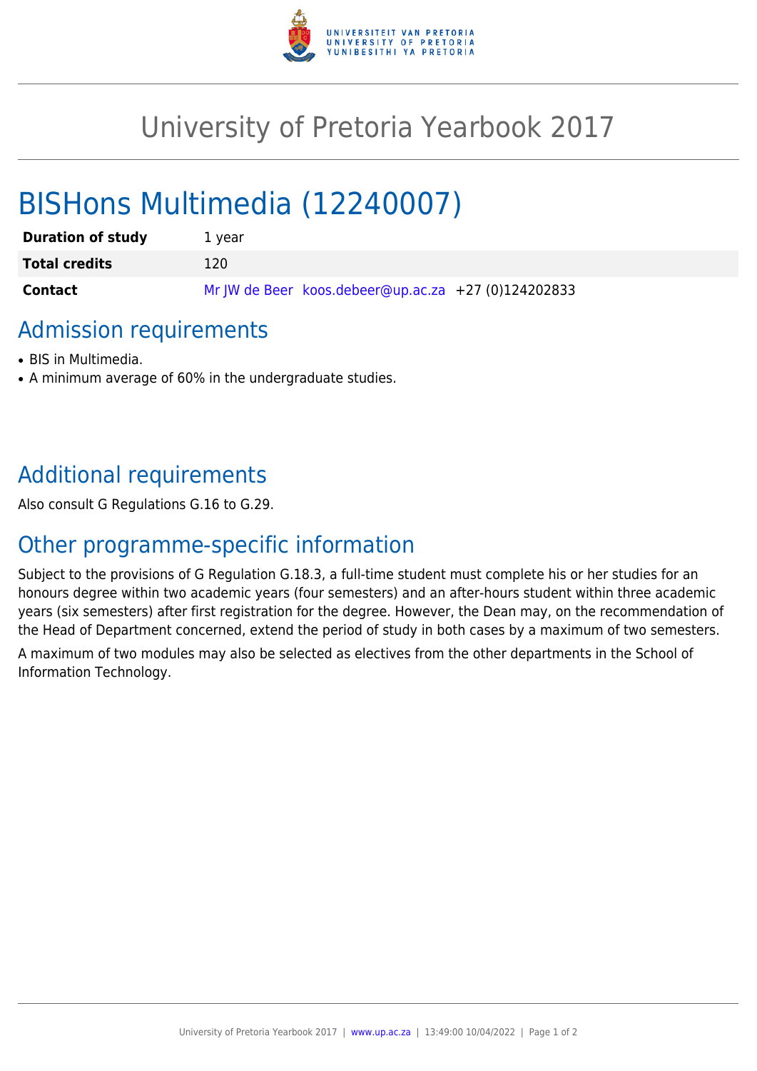# University of Pretoria Yearbook 2017

## BISHons Multimedia (12240007)

| | |
|---|---|
| **Duration of study** | 1 year |
| **Total credits** | 120 |
| **Contact** | Mr JW de Beer koos.debeer@up.ac.za +27 (0)124202833 |

## Admission requirements

- BIS in Multimedia.
- A minimum average of 60% in the undergraduate studies.

## Additional requirements

Also consult G Regulations G.16 to G.29.

## Other programme-specific information

Subject to the provisions of G Regulation G.18.3, a full-time student must complete his or her studies for an honours degree within two academic years (four semesters) and an after-hours student within three academic years (six semesters) after first registration for the degree. However, the Dean may, on the recommendation of the Head of Department concerned, extend the period of study in both cases by a maximum of two semesters.

A maximum of two modules may also be selected as electives from the other departments in the School of Information Technology.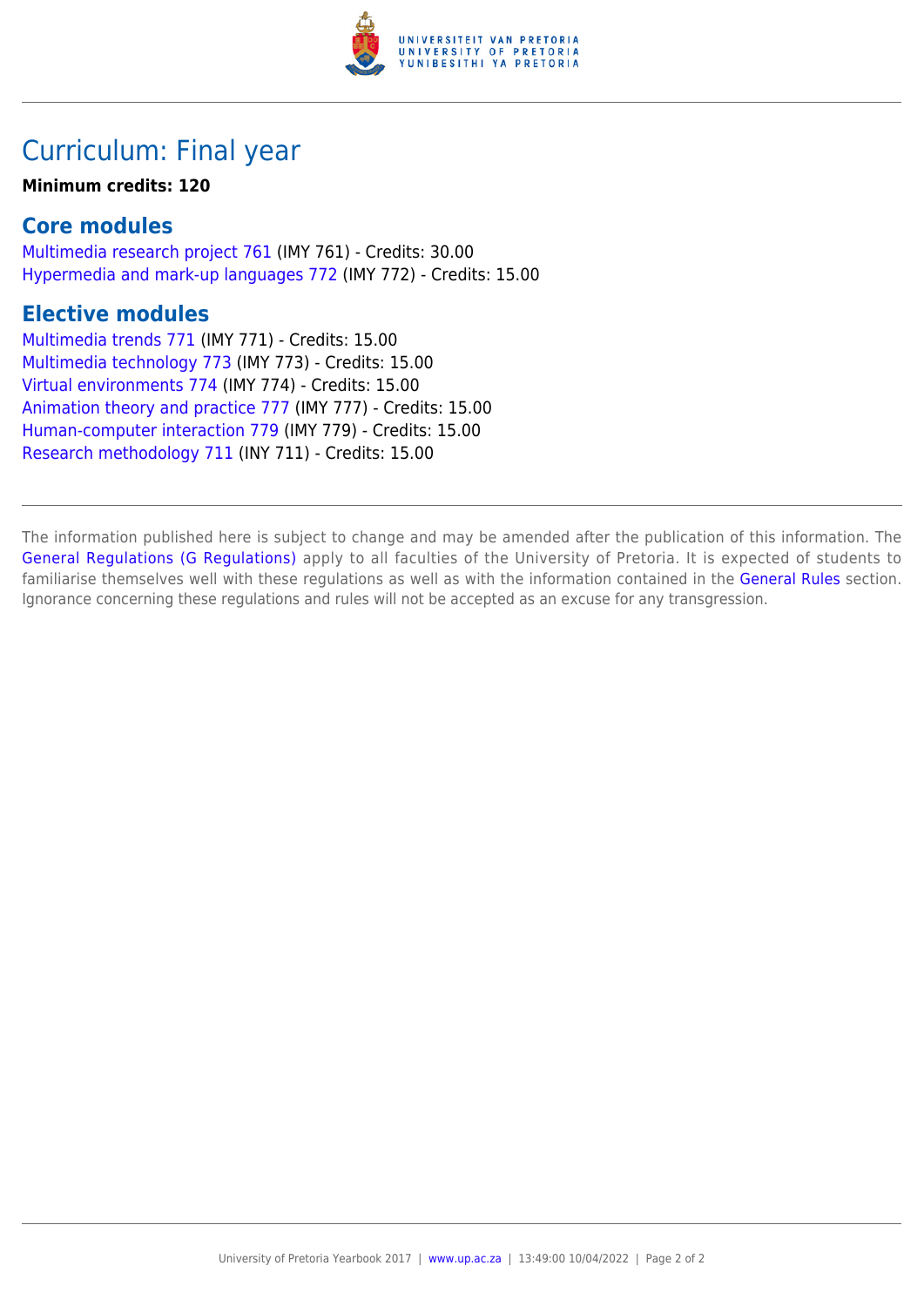## Curriculum: Final year

**Minimum credits: 120**

### Core modules

Multimedia research project 761 (IMY 761) - Credits: 30.00
Hypermedia and mark-up languages 772 (IMY 772) - Credits: 15.00

### Elective modules

Multimedia trends 771 (IMY 771) - Credits: 15.00
Multimedia technology 773 (IMY 773) - Credits: 15.00
Virtual environments 774 (IMY 774) - Credits: 15.00
Animation theory and practice 777 (IMY 777) - Credits: 15.00
Human-computer interaction 779 (IMY 779) - Credits: 15.00
Research methodology 711 (INY 711) - Credits: 15.00

The information published here is subject to change and may be amended after the publication of this information. The General Regulations (G Regulations) apply to all faculties of the University of Pretoria. It is expected of students to familiarise themselves well with these regulations as well as with the information contained in the General Rules section. Ignorance concerning these regulations and rules will not be accepted as an excuse for any transgression.